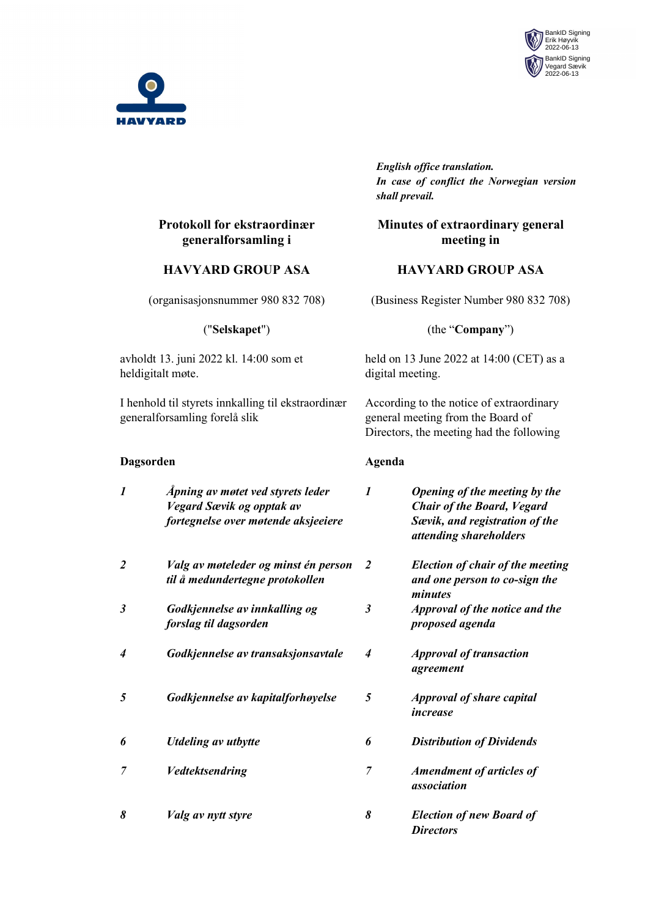BankID Signing
Erik Høyvik
2022-06-13

BankID Signing
Vegard Sævik
2022-06-13

HAVYARD

*English office translation.*
*In case of conflict the Norwegian version shall prevail.*

**Protokoll for ekstraordinær generalforsamling i**

**HAVYARD GROUP ASA**

(organisasjonsnummer 980 832 708)

("**Selskapet**")

avholdt 13. juni 2022 kl. 14:00 som et heldigitalt møte.

I henhold til styrets innkalling til ekstraordinær generalforsamling forelå slik

**Dagsorden**

1. ***Åpning av møtet ved styrets leder Vegard Sævik og opptak av fortegnelse over møtende aksjeeiere***
2. ***Valg av møteleder og minst én person til å medundertegne protokollen***
3. ***Godkjennelse av innkalling og forslag til dagsorden***
4. ***Godkjennelse av transaksjonsavtale***
5. ***Godkjennelse av kapitalforhøyelse***
6. ***Utdeling av utbytte***
7. ***Vedtektsendring***
8. ***Valg av nytt styre***

**Minutes of extraordinary general meeting in**

**HAVYARD GROUP ASA**

(Business Register Number 980 832 708)

(the "**Company**")

held on 13 June 2022 at 14:00 (CET) as a digital meeting.

According to the notice of extraordinary general meeting from the Board of Directors, the meeting had the following

**Agenda**

1. ***Opening of the meeting by the Chair of the Board, Vegard Sævik, and registration of the attending shareholders***
2. ***Election of chair of the meeting and one person to co-sign the minutes***
3. ***Approval of the notice and the proposed agenda***
4. ***Approval of transaction agreement***
5. ***Approval of share capital increase***
6. ***Distribution of Dividends***
7. ***Amendment of articles of association***
8. ***Election of new Board of Directors***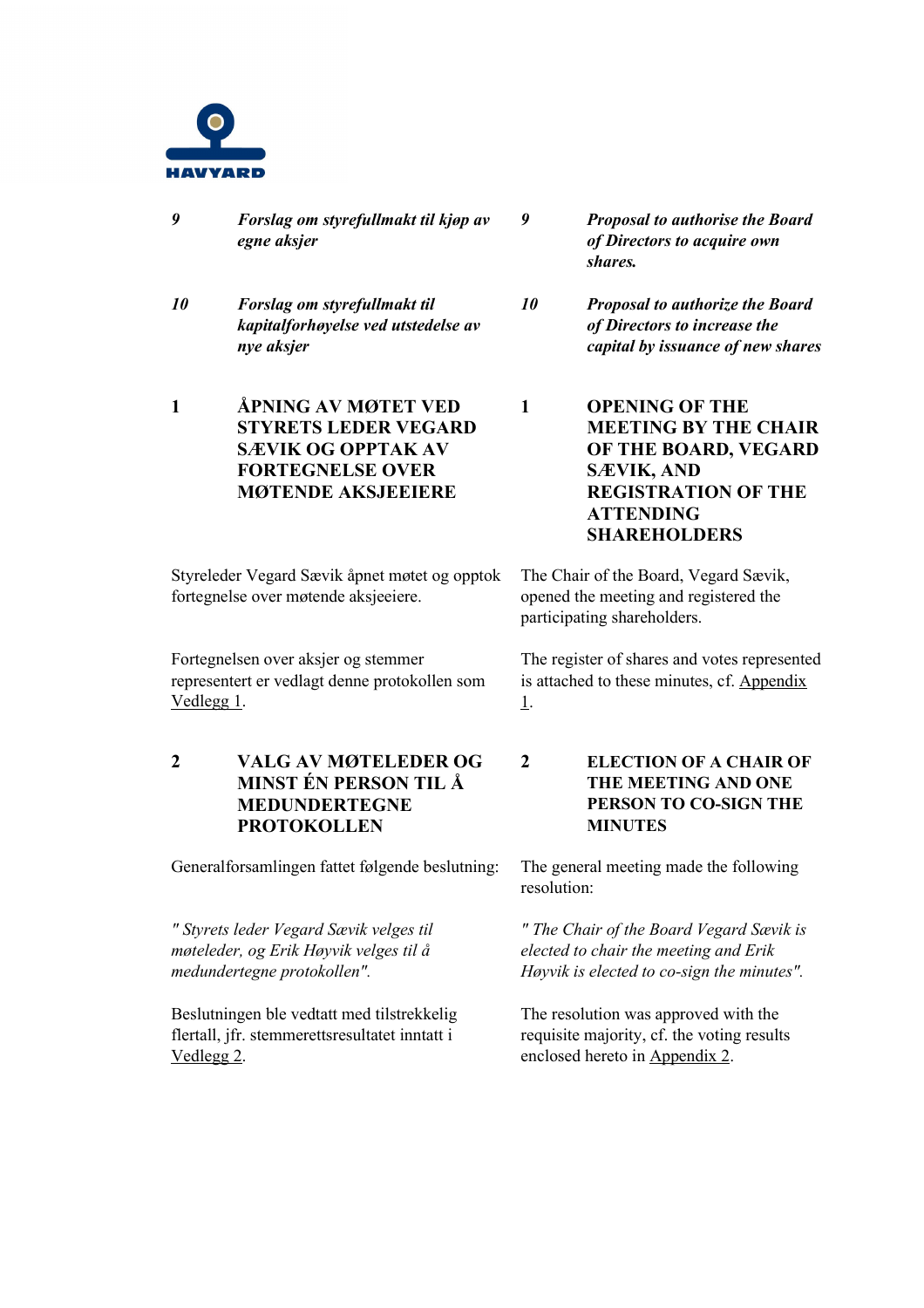***9 Forslag om styrefullmakt til kjøp av egne aksjer***

***9 Proposal to authorise the Board of Directors to acquire own shares.***

***10 Forslag om styrefullmakt til kapitalforhøyelse ved utstedelse av nye aksjer***

***10 Proposal to authorize the Board of Directors to increase the capital by issuance of new shares***

## 1 ÅPNING AV MØTET VED STYRETS LEDER VEGARD SÆVIK OG OPPTAK AV FORTEGNELSE OVER MØTENDE AKSJEEIERE

## 1 OPENING OF THE MEETING BY THE CHAIR OF THE BOARD, VEGARD SÆVIK, AND REGISTRATION OF THE ATTENDING SHAREHOLDERS

Styreleder Vegard Sævik åpnet møtet og opptok fortegnelse over møtende aksjeeiere.

The Chair of the Board, Vegard Sævik, opened the meeting and registered the participating shareholders.

Fortegnelsen over aksjer og stemmer representert er vedlagt denne protokollen som Vedlegg 1.

The register of shares and votes represented is attached to these minutes, cf. Appendix 1.

## 2 VALG AV MØTELEDER OG MINST ÉN PERSON TIL Å MEDUNDERTEGNE PROTOKOLLEN

## 2 ELECTION OF A CHAIR OF THE MEETING AND ONE PERSON TO CO-SIGN THE MINUTES

Generalforsamlingen fattet følgende beslutning:

The general meeting made the following resolution:

*" Styrets leder Vegard Sævik velges til møteleder, og Erik Høyvik velges til å medundertegne protokollen".*

*" The Chair of the Board Vegard Sævik is elected to chair the meeting and Erik Høyvik is elected to co-sign the minutes".*

Beslutningen ble vedtatt med tilstrekkelig flertall, jfr. stemmerettsresultatet inntatt i Vedlegg 2.

The resolution was approved with the requisite majority, cf. the voting results enclosed hereto in Appendix 2.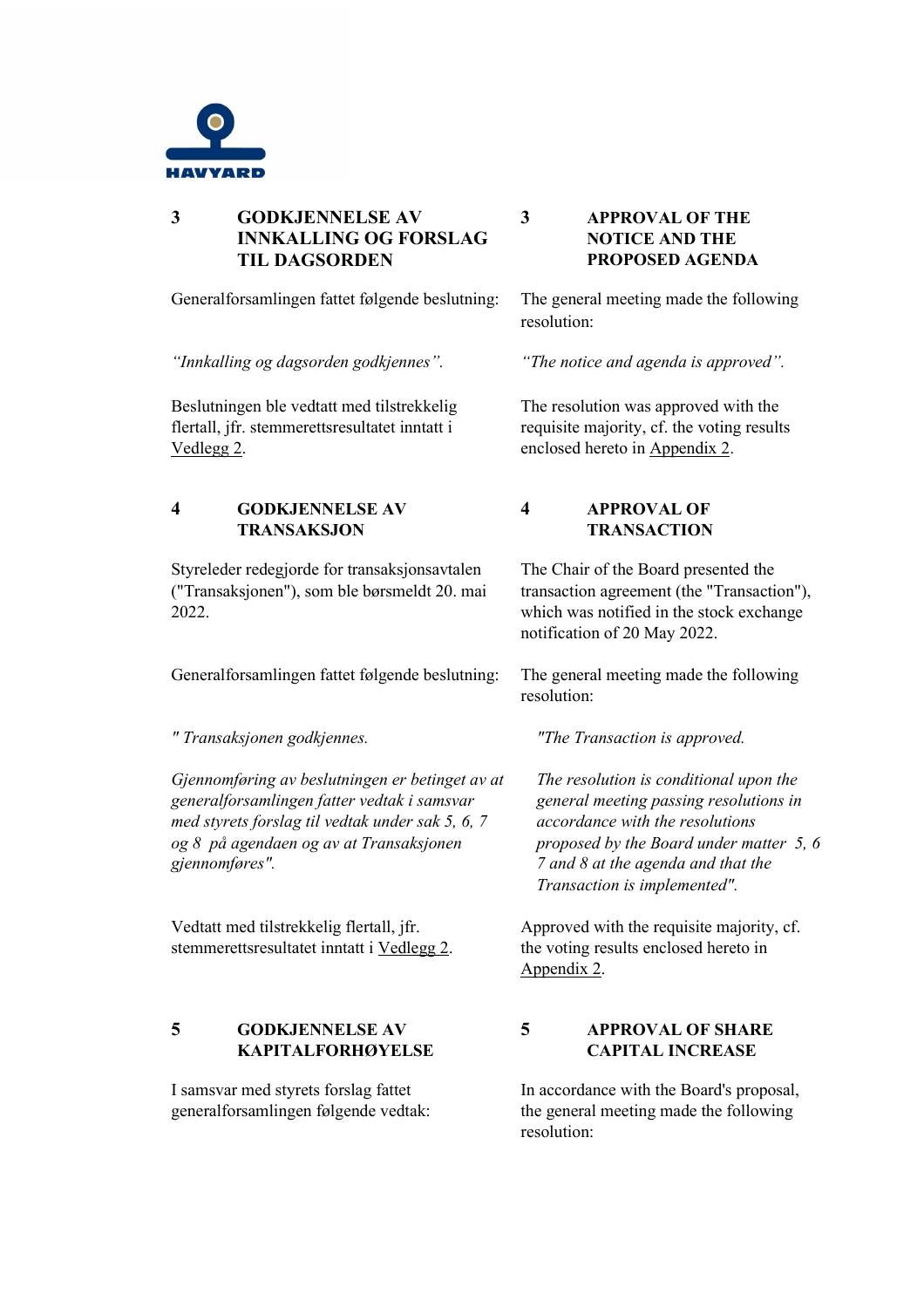## 3 GODKJENNELSE AV INNKALLING OG FORSLAG TIL DAGSORDEN

Generalforsamlingen fattet følgende beslutning:

*"Innkalling og dagsorden godkjennes".*

Beslutningen ble vedtatt med tilstrekkelig flertall, jfr. stemmerettsresultatet inntatt i Vedlegg 2.

## 3 APPROVAL OF THE NOTICE AND THE PROPOSED AGENDA

The general meeting made the following resolution:

*"The notice and agenda is approved".*

The resolution was approved with the requisite majority, cf. the voting results enclosed hereto in Appendix 2.

## 4 GODKJENNELSE AV TRANSAKSJON

Styreleder redegjorde for transaksjonsavtalen ("Transaksjonen"), som ble børsmeldt 20. mai 2022.

Generalforsamlingen fattet følgende beslutning:

*" Transaksjonen godkjennes.*

*Gjennomføring av beslutningen er betinget av at generalforsamlingen fatter vedtak i samsvar med styrets forslag til vedtak under sak 5, 6, 7 og 8 på agendaen og av at Transaksjonen gjennomføres".*

Vedtatt med tilstrekkelig flertall, jfr. stemmerettsresultatet inntatt i Vedlegg 2.

## 4 APPROVAL OF TRANSACTION

The Chair of the Board presented the transaction agreement (the "Transaction"), which was notified in the stock exchange notification of 20 May 2022.

The general meeting made the following resolution:

*"The Transaction is approved.*

*The resolution is conditional upon the general meeting passing resolutions in accordance with the resolutions proposed by the Board under matter 5, 6 7 and 8 at the agenda and that the Transaction is implemented".*

Approved with the requisite majority, cf. the voting results enclosed hereto in Appendix 2.

## 5 GODKJENNELSE AV KAPITALFORHØYELSE

I samsvar med styrets forslag fattet generalforsamlingen følgende vedtak:

## 5 APPROVAL OF SHARE CAPITAL INCREASE

In accordance with the Board's proposal, the general meeting made the following resolution: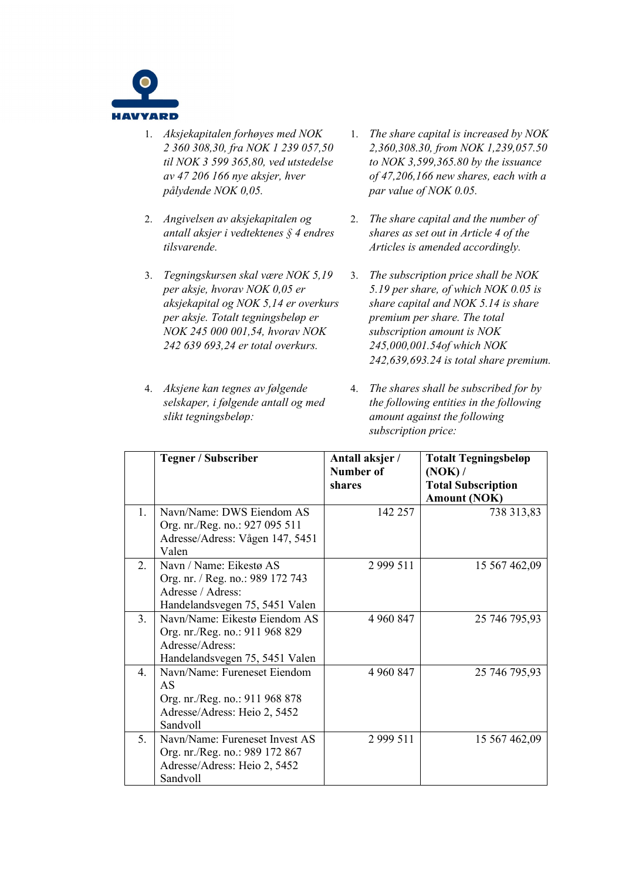1. *Aksjekapitalen forhøyes med NOK 2 360 308,30, fra NOK 1 239 057,50 til NOK 3 599 365,80, ved utstedelse av 47 206 166 nye aksjer, hver pålydende NOK 0,05.*

2. *Angivelsen av aksjekapitalen og antall aksjer i vedtektenes § 4 endres tilsvarende.*

3. *Tegningskursen skal være NOK 5,19 per aksje, hvorav NOK 0,05 er aksjekapital og NOK 5,14 er overkurs per aksje. Totalt tegningsbeløp er NOK 245 000 001,54, hvorav NOK 242 639 693,24 er total overkurs.*

4. *Aksjene kan tegnes av følgende selskaper, i følgende antall og med slikt tegningsbeløp:*

1. *The share capital is increased by NOK 2,360,308.30, from NOK 1,239,057.50 to NOK 3,599,365.80 by the issuance of 47,206,166 new shares, each with a par value of NOK 0.05.*

2. *The share capital and the number of shares as set out in Article 4 of the Articles is amended accordingly.*

3. *The subscription price shall be NOK 5.19 per share, of which NOK 0.05 is share capital and NOK 5.14 is share premium per share. The total subscription amount is NOK 245,000,001.54of which NOK 242,639,693.24 is total share premium.*

4. *The shares shall be subscribed for by the following entities in the following amount against the following subscription price:*

| | **Tegner / Subscriber** | **Antall aksjer / Number of shares** | **Totalt Tegningsbeløp (NOK) / Total Subscription Amount (NOK)** |
|---|---|---|---|
| 1. | Navn/Name: DWS Eiendom AS<br>Org. nr./Reg. no.: 927 095 511<br>Adresse/Adress: Vågen 147, 5451 Valen | 142 257 | 738 313,83 |
| 2. | Navn / Name: Eikestø AS<br>Org. nr. / Reg. no.: 989 172 743<br>Adresse / Adress: Handelandsvegen 75, 5451 Valen | 2 999 511 | 15 567 462,09 |
| 3. | Navn/Name: Eikestø Eiendom AS<br>Org. nr./Reg. no.: 911 968 829<br>Adresse/Adress: Handelandsvegen 75, 5451 Valen | 4 960 847 | 25 746 795,93 |
| 4. | Navn/Name: Fureneset Eiendom AS<br>Org. nr./Reg. no.: 911 968 878<br>Adresse/Adress: Heio 2, 5452 Sandvoll | 4 960 847 | 25 746 795,93 |
| 5. | Navn/Name: Fureneset Invest AS<br>Org. nr./Reg. no.: 989 172 867<br>Adresse/Adress: Heio 2, 5452 Sandvoll | 2 999 511 | 15 567 462,09 |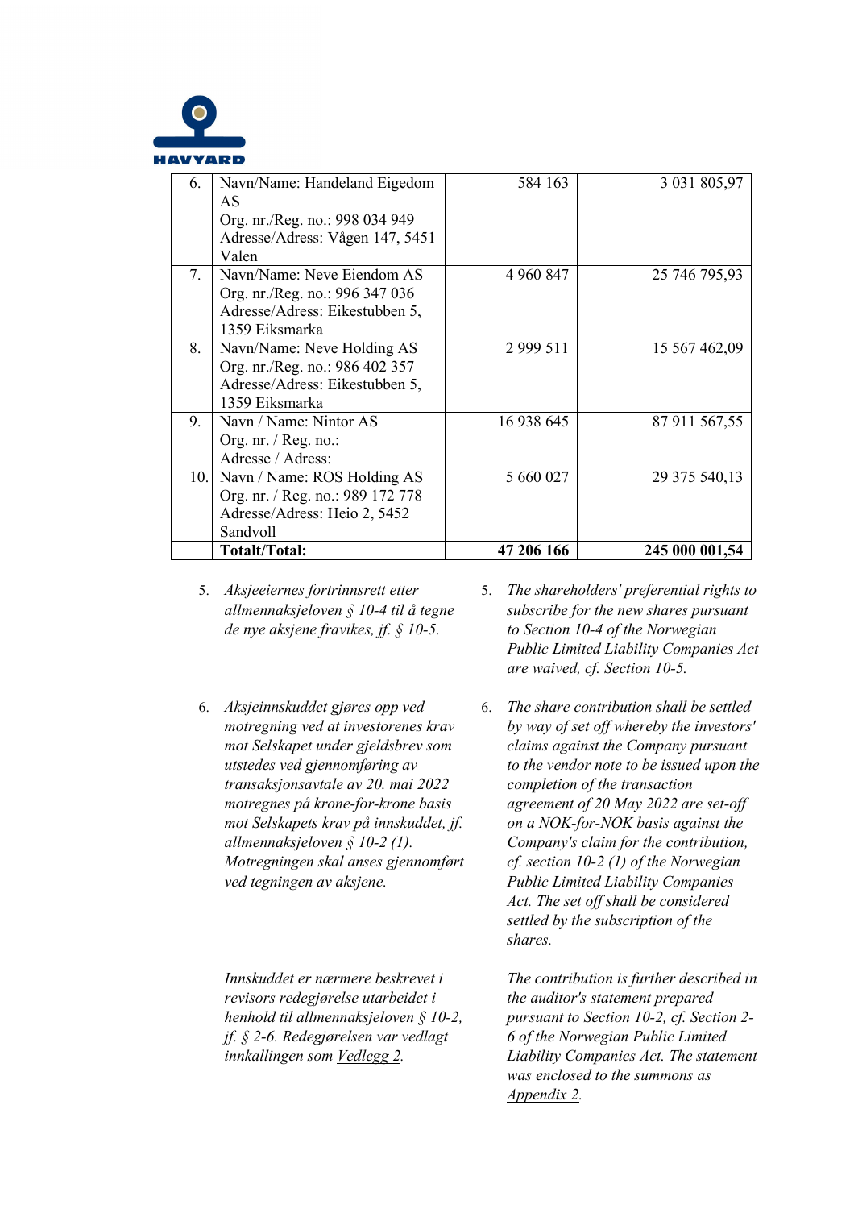| | | | |
|---|---|---|---|
| 6. | Navn/Name: Handeland Eigedom AS<br>Org. nr./Reg. no.: 998 034 949<br>Adresse/Adress: Vågen 147, 5451 Valen | 584 163 | 3 031 805,97 |
| 7. | Navn/Name: Neve Eiendom AS<br>Org. nr./Reg. no.: 996 347 036<br>Adresse/Adress: Eikestubben 5, 1359 Eiksmarka | 4 960 847 | 25 746 795,93 |
| 8. | Navn/Name: Neve Holding AS<br>Org. nr./Reg. no.: 986 402 357<br>Adresse/Adress: Eikestubben 5, 1359 Eiksmarka | 2 999 511 | 15 567 462,09 |
| 9. | Navn / Name: Nintor AS<br>Org. nr. / Reg. no.:<br>Adresse / Adress: | 16 938 645 | 87 911 567,55 |
| 10. | Navn / Name: ROS Holding AS<br>Org. nr. / Reg. no.: 989 172 778<br>Adresse/Adress: Heio 2, 5452 Sandvoll | 5 660 027 | 29 375 540,13 |
| | **Totalt/Total:** | **47 206 166** | **245 000 001,54** |

5. *Aksjeeiernes fortrinnsrett etter allmennaksjeloven § 10-4 til å tegne de nye aksjene fravikes, jf. § 10-5.*

5. *The shareholders' preferential rights to subscribe for the new shares pursuant to Section 10-4 of the Norwegian Public Limited Liability Companies Act are waived, cf. Section 10-5.*

6. *Aksjeinnskuddet gjøres opp ved motregning ved at investorenes krav mot Selskapet under gjeldsbrev som utstedes ved gjennomføring av transaksjonsavtale av 20. mai 2022 motregnes på krone-for-krone basis mot Selskapets krav på innskuddet, jf. allmennaksjeloven § 10-2 (1). Motregningen skal anses gjennomført ved tegningen av aksjene.*

   *Innskuddet er nærmere beskrevet i revisors redegjørelse utarbeidet i henhold til allmennaksjeloven § 10-2, jf. § 2-6. Redegjørelsen var vedlagt innkallingen som* <u>*Vedlegg 2*</u>*.*

6. *The share contribution shall be settled by way of set off whereby the investors' claims against the Company pursuant to the vendor note to be issued upon the completion of the transaction agreement of 20 May 2022 are set-off on a NOK-for-NOK basis against the Company's claim for the contribution, cf. section 10-2 (1) of the Norwegian Public Limited Liability Companies Act. The set off shall be considered settled by the subscription of the shares.*

   *The contribution is further described in the auditor's statement prepared pursuant to Section 10-2, cf. Section 2-6 of the Norwegian Public Limited Liability Companies Act. The statement was enclosed to the summons as* <u>*Appendix 2*</u>*.*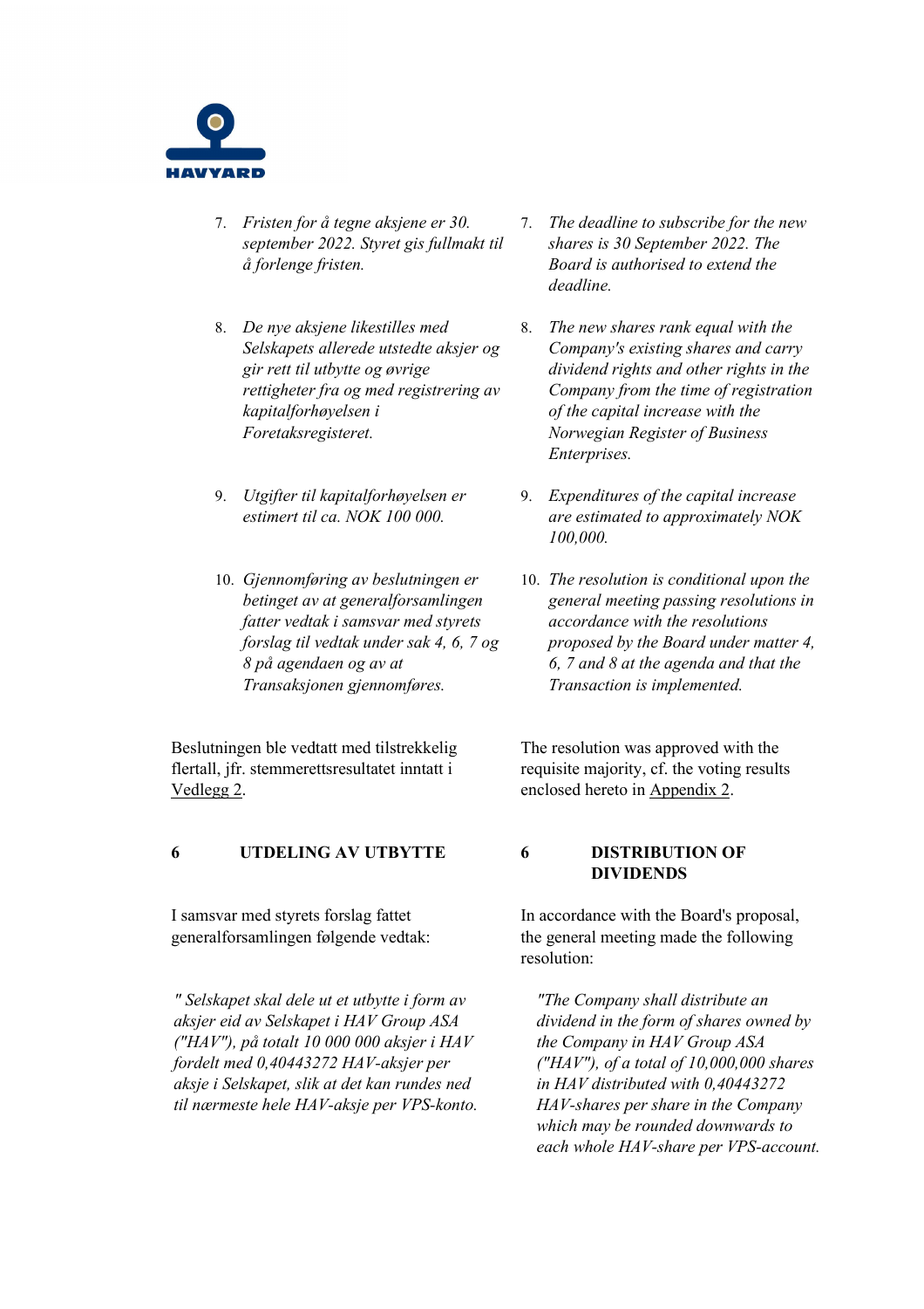7. *Fristen for å tegne aksjene er 30. september 2022. Styret gis fullmakt til å forlenge fristen.*

8. *De nye aksjene likestilles med Selskapets allerede utstedte aksjer og gir rett til utbytte og øvrige rettigheter fra og med registrering av kapitalforhøyelsen i Foretaksregisteret.*

9. *Utgifter til kapitalforhøyelsen er estimert til ca. NOK 100 000.*

10. *Gjennomføring av beslutningen er betinget av at generalforsamlingen fatter vedtak i samsvar med styrets forslag til vedtak under sak 4, 6, 7 og 8 på agendaen og av at Transaksjonen gjennomføres.*

7. *The deadline to subscribe for the new shares is 30 September 2022. The Board is authorised to extend the deadline.*

8. *The new shares rank equal with the Company's existing shares and carry dividend rights and other rights in the Company from the time of registration of the capital increase with the Norwegian Register of Business Enterprises.*

9. *Expenditures of the capital increase are estimated to approximately NOK 100,000.*

10. *The resolution is conditional upon the general meeting passing resolutions in accordance with the resolutions proposed by the Board under matter 4, 6, 7 and 8 at the agenda and that the Transaction is implemented.*

Beslutningen ble vedtatt med tilstrekkelig flertall, jfr. stemmerettsresultatet inntatt i Vedlegg 2.

The resolution was approved with the requisite majority, cf. the voting results enclosed hereto in Appendix 2.

## 6 UTDELING AV UTBYTTE

I samsvar med styrets forslag fattet generalforsamlingen følgende vedtak:

*" Selskapet skal dele ut et utbytte i form av aksjer eid av Selskapet i HAV Group ASA ("HAV"), på totalt 10 000 000 aksjer i HAV fordelt med 0,40443272 HAV-aksjer per aksje i Selskapet, slik at det kan rundes ned til nærmeste hele HAV-aksje per VPS-konto.*

## 6 DISTRIBUTION OF DIVIDENDS

In accordance with the Board's proposal, the general meeting made the following resolution:

*"The Company shall distribute an dividend in the form of shares owned by the Company in HAV Group ASA ("HAV"), of a total of 10,000,000 shares in HAV distributed with 0,40443272 HAV-shares per share in the Company which may be rounded downwards to each whole HAV-share per VPS-account.*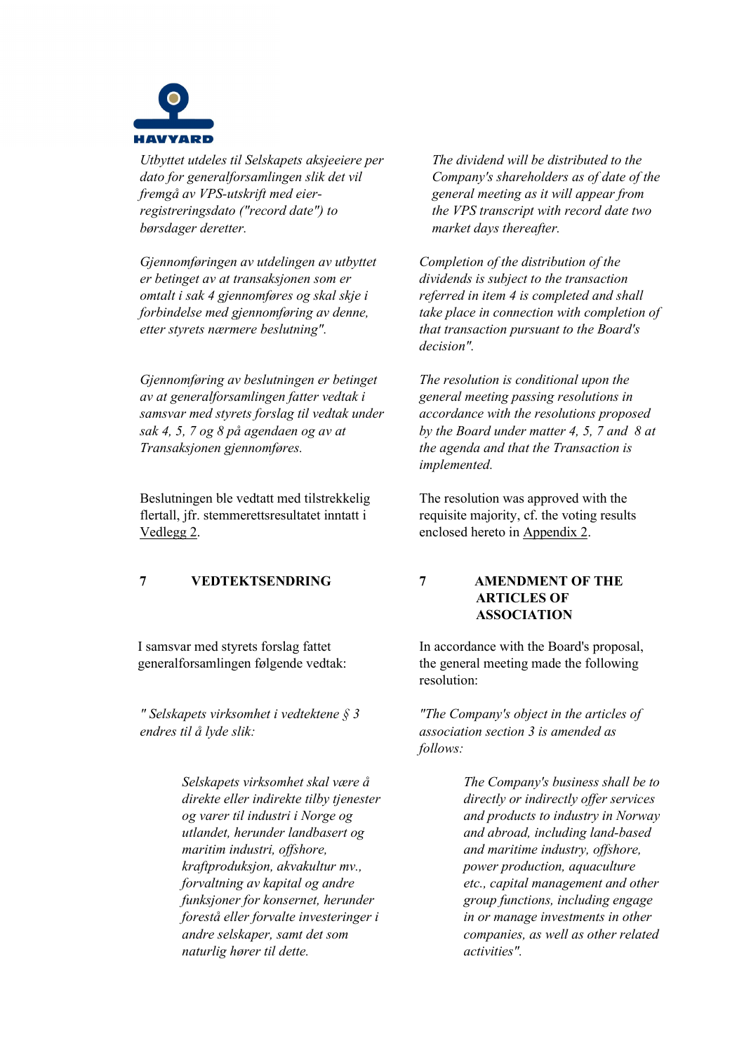*Utbyttet utdeles til Selskapets aksjeeiere per dato for generalforsamlingen slik det vil fremgå av VPS-utskrift med eier-registreringsdato ("record date") to børsdager deretter.*

*Gjennomføringen av utdelingen av utbyttet er betinget av at transaksjonen som er omtalt i sak 4 gjennomføres og skal skje i forbindelse med gjennomføring av denne, etter styrets nærmere beslutning".*

*Gjennomføring av beslutningen er betinget av at generalforsamlingen fatter vedtak i samsvar med styrets forslag til vedtak under sak 4, 5, 7 og 8 på agendaen og av at Transaksjonen gjennomføres.*

Beslutningen ble vedtatt med tilstrekkelig flertall, jfr. stemmerettsresultatet inntatt i Vedlegg 2.

*The dividend will be distributed to the Company's shareholders as of date of the general meeting as it will appear from the VPS transcript with record date two market days thereafter.*

*Completion of the distribution of the dividends is subject to the transaction referred in item 4 is completed and shall take place in connection with completion of that transaction pursuant to the Board's decision".*

*The resolution is conditional upon the general meeting passing resolutions in accordance with the resolutions proposed by the Board under matter 4, 5, 7 and 8 at the agenda and that the Transaction is implemented.*

The resolution was approved with the requisite majority, cf. the voting results enclosed hereto in Appendix 2.

## 7 VEDTEKTSENDRING

I samsvar med styrets forslag fattet generalforsamlingen følgende vedtak:

*" Selskapets virksomhet i vedtektene § 3 endres til å lyde slik:*

> *Selskapets virksomhet skal være å direkte eller indirekte tilby tjenester og varer til industri i Norge og utlandet, herunder landbasert og maritim industri, offshore, kraftproduksjon, akvakultur mv., forvaltning av kapital og andre funksjoner for konsernet, herunder forestå eller forvalte investeringer i andre selskaper, samt det som naturlig hører til dette.*

## 7 AMENDMENT OF THE ARTICLES OF ASSOCIATION

In accordance with the Board's proposal, the general meeting made the following resolution:

*"The Company's object in the articles of association section 3 is amended as follows:*

> *The Company's business shall be to directly or indirectly offer services and products to industry in Norway and abroad, including land-based and maritime industry, offshore, power production, aquaculture etc., capital management and other group functions, including engage in or manage investments in other companies, as well as other related activities".*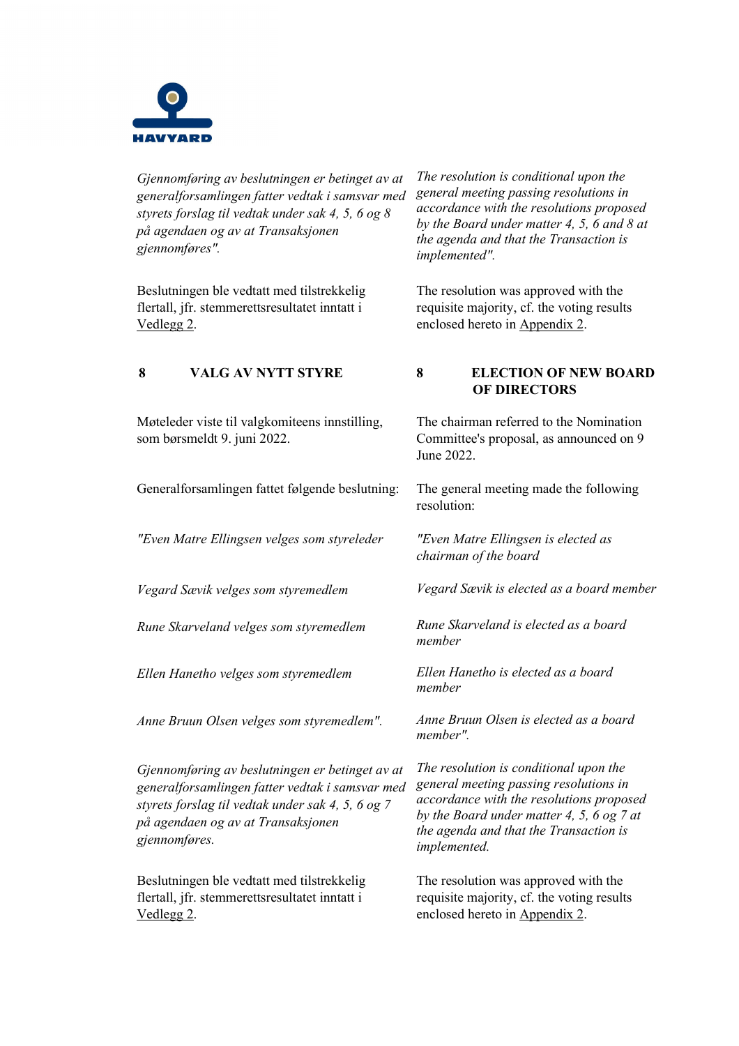*Gjennomføring av beslutningen er betinget av at generalforsamlingen fatter vedtak i samsvar med styrets forslag til vedtak under sak 4, 5, 6 og 8 på agendaen og av at Transaksjonen gjennomføres".*

*The resolution is conditional upon the general meeting passing resolutions in accordance with the resolutions proposed by the Board under matter 4, 5, 6 and 8 at the agenda and that the Transaction is implemented".*

Beslutningen ble vedtatt med tilstrekkelig flertall, jfr. stemmerettsresultatet inntatt i Vedlegg 2.

The resolution was approved with the requisite majority, cf. the voting results enclosed hereto in Appendix 2.

## 8 VALG AV NYTT STYRE

## 8 ELECTION OF NEW BOARD OF DIRECTORS

Møteleder viste til valgkomiteens innstilling, som børsmeldt 9. juni 2022.

The chairman referred to the Nomination Committee's proposal, as announced on 9 June 2022.

Generalforsamlingen fattet følgende beslutning:

The general meeting made the following resolution:

*"Even Matre Ellingsen velges som styreleder*

*Vegard Sævik velges som styremedlem*

*Rune Skarveland velges som styremedlem*

*Ellen Hanetho velges som styremedlem*

*Anne Bruun Olsen velges som styremedlem".*

*"Even Matre Ellingsen is elected as chairman of the board*

*Vegard Sævik is elected as a board member*

*Rune Skarveland is elected as a board member*

*Ellen Hanetho is elected as a board member*

*Anne Bruun Olsen is elected as a board member".*

*Gjennomføring av beslutningen er betinget av at generalforsamlingen fatter vedtak i samsvar med styrets forslag til vedtak under sak 4, 5, 6 og 7 på agendaen og av at Transaksjonen gjennomføres.*

*The resolution is conditional upon the general meeting passing resolutions in accordance with the resolutions proposed by the Board under matter 4, 5, 6 og 7 at the agenda and that the Transaction is implemented.*

Beslutningen ble vedtatt med tilstrekkelig flertall, jfr. stemmerettsresultatet inntatt i Vedlegg 2.

The resolution was approved with the requisite majority, cf. the voting results enclosed hereto in Appendix 2.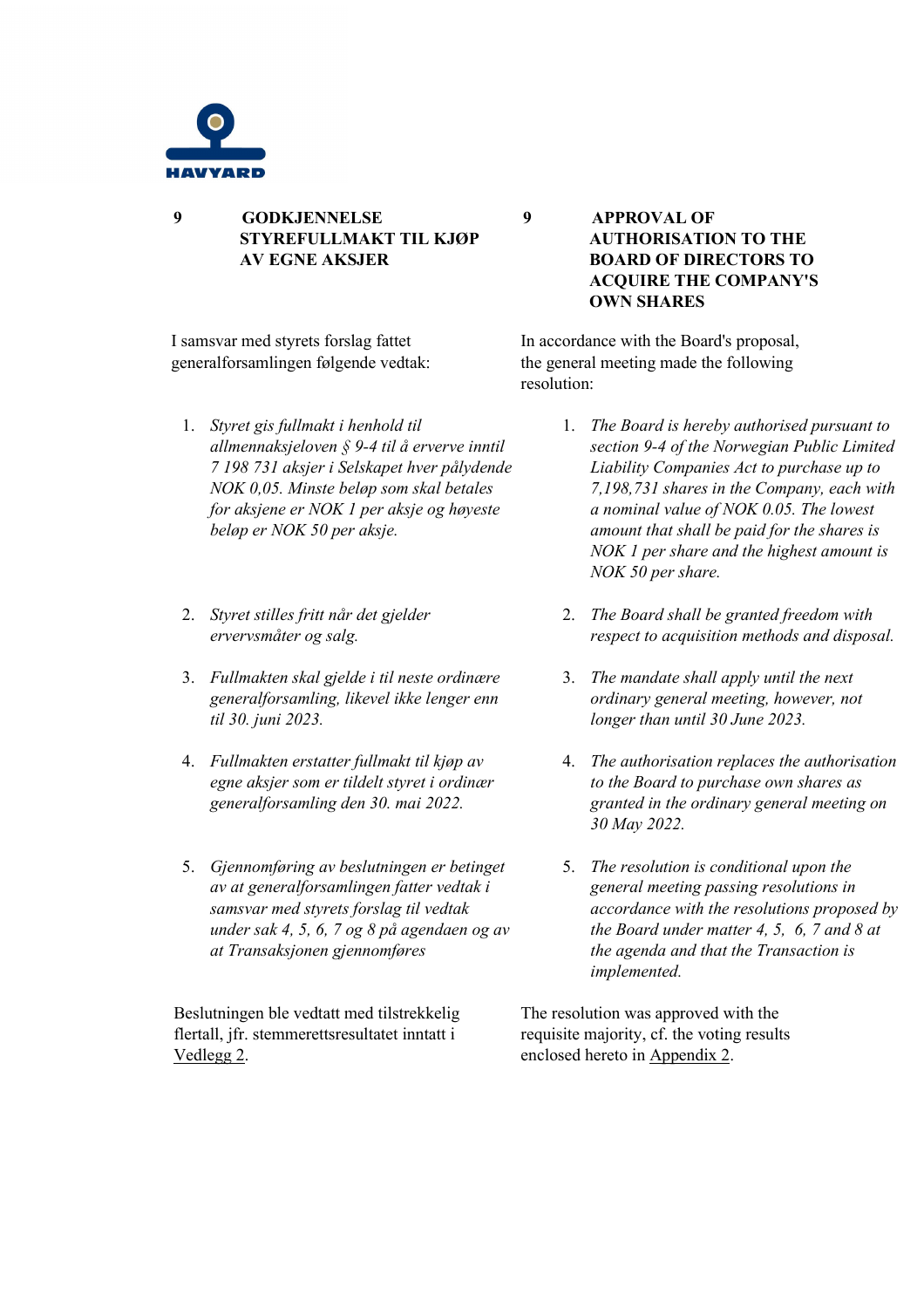## 9 GODKJENNELSE STYREFULLMAKT TIL KJØP AV EGNE AKSJER

I samsvar med styrets forslag fattet generalforsamlingen følgende vedtak:

1. *Styret gis fullmakt i henhold til allmennaksjeloven § 9-4 til å erverve inntil 7 198 731 aksjer i Selskapet hver pålydende NOK 0,05. Minste beløp som skal betales for aksjene er NOK 1 per aksje og høyeste beløp er NOK 50 per aksje.*
2. *Styret stilles fritt når det gjelder ervervsmåter og salg.*
3. *Fullmakten skal gjelde i til neste ordinære generalforsamling, likevel ikke lenger enn til 30. juni 2023.*
4. *Fullmakten erstatter fullmakt til kjøp av egne aksjer som er tildelt styret i ordinær generalforsamling den 30. mai 2022.*
5. *Gjennomføring av beslutningen er betinget av at generalforsamlingen fatter vedtak i samsvar med styrets forslag til vedtak under sak 4, 5, 6, 7 og 8 på agendaen og av at Transaksjonen gjennomføres*

Beslutningen ble vedtatt med tilstrekkelig flertall, jfr. stemmerettsresultatet inntatt i Vedlegg 2.

## 9 APPROVAL OF AUTHORISATION TO THE BOARD OF DIRECTORS TO ACQUIRE THE COMPANY'S OWN SHARES

In accordance with the Board's proposal, the general meeting made the following resolution:

1. *The Board is hereby authorised pursuant to section 9-4 of the Norwegian Public Limited Liability Companies Act to purchase up to 7,198,731 shares in the Company, each with a nominal value of NOK 0.05. The lowest amount that shall be paid for the shares is NOK 1 per share and the highest amount is NOK 50 per share.*
2. *The Board shall be granted freedom with respect to acquisition methods and disposal.*
3. *The mandate shall apply until the next ordinary general meeting, however, not longer than until 30 June 2023.*
4. *The authorisation replaces the authorisation to the Board to purchase own shares as granted in the ordinary general meeting on 30 May 2022.*
5. *The resolution is conditional upon the general meeting passing resolutions in accordance with the resolutions proposed by the Board under matter 4, 5, 6, 7 and 8 at the agenda and that the Transaction is implemented.*

The resolution was approved with the requisite majority, cf. the voting results enclosed hereto in Appendix 2.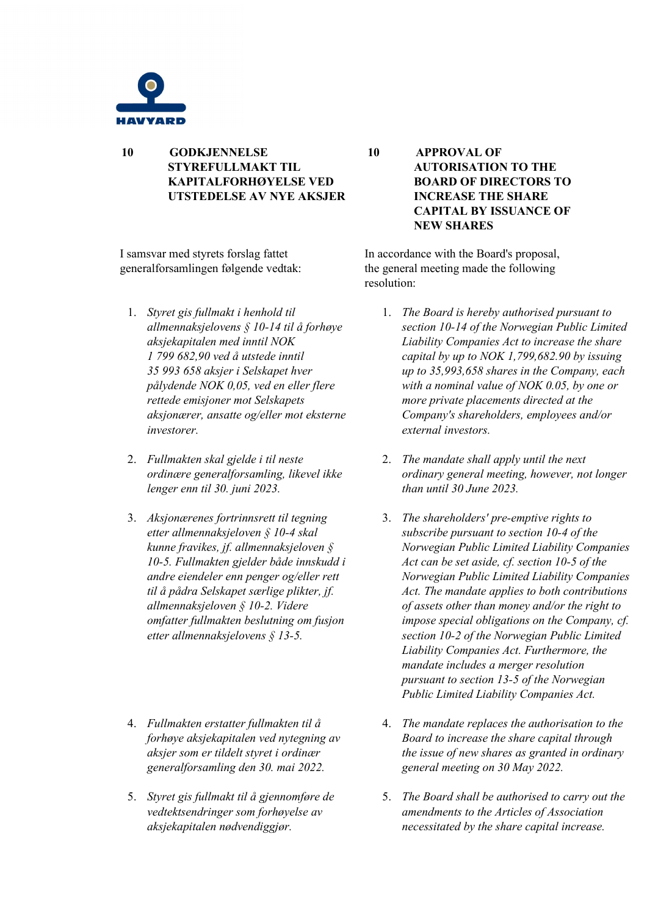## 10 GODKJENNELSE STYREFULLMAKT TIL KAPITALFORHØYELSE VED UTSTEDELSE AV NYE AKSJER

I samsvar med styrets forslag fattet generalforsamlingen følgende vedtak:

1. *Styret gis fullmakt i henhold til allmennaksjelovens § 10-14 til å forhøye aksjekapitalen med inntil NOK 1 799 682,90 ved å utstede inntil 35 993 658 aksjer i Selskapet hver pålydende NOK 0,05, ved en eller flere rettede emisjoner mot Selskapets aksjonærer, ansatte og/eller mot eksterne investorer.*
2. *Fullmakten skal gjelde i til neste ordinære generalforsamling, likevel ikke lenger enn til 30. juni 2023.*
3. *Aksjonærenes fortrinnsrett til tegning etter allmennaksjeloven § 10-4 skal kunne fravikes, jf. allmennaksjeloven § 10-5. Fullmakten gjelder både innskudd i andre eiendeler enn penger og/eller rett til å pådra Selskapet særlige plikter, jf. allmennaksjeloven § 10-2. Videre omfatter fullmakten beslutning om fusjon etter allmennaksjelovens § 13-5.*
4. *Fullmakten erstatter fullmakten til å forhøye aksjekapitalen ved nytegning av aksjer som er tildelt styret i ordinær generalforsamling den 30. mai 2022.*
5. *Styret gis fullmakt til å gjennomføre de vedtektsendringer som forhøyelse av aksjekapitalen nødvendiggjør.*

## 10 APPROVAL OF AUTORISATION TO THE BOARD OF DIRECTORS TO INCREASE THE SHARE CAPITAL BY ISSUANCE OF NEW SHARES

In accordance with the Board's proposal, the general meeting made the following resolution:

1. *The Board is hereby authorised pursuant to section 10-14 of the Norwegian Public Limited Liability Companies Act to increase the share capital by up to NOK 1,799,682.90 by issuing up to 35,993,658 shares in the Company, each with a nominal value of NOK 0.05, by one or more private placements directed at the Company's shareholders, employees and/or external investors.*
2. *The mandate shall apply until the next ordinary general meeting, however, not longer than until 30 June 2023.*
3. *The shareholders' pre-emptive rights to subscribe pursuant to section 10-4 of the Norwegian Public Limited Liability Companies Act can be set aside, cf. section 10-5 of the Norwegian Public Limited Liability Companies Act. The mandate applies to both contributions of assets other than money and/or the right to impose special obligations on the Company, cf. section 10-2 of the Norwegian Public Limited Liability Companies Act. Furthermore, the mandate includes a merger resolution pursuant to section 13-5 of the Norwegian Public Limited Liability Companies Act.*
4. *The mandate replaces the authorisation to the Board to increase the share capital through the issue of new shares as granted in ordinary general meeting on 30 May 2022.*
5. *The Board shall be authorised to carry out the amendments to the Articles of Association necessitated by the share capital increase.*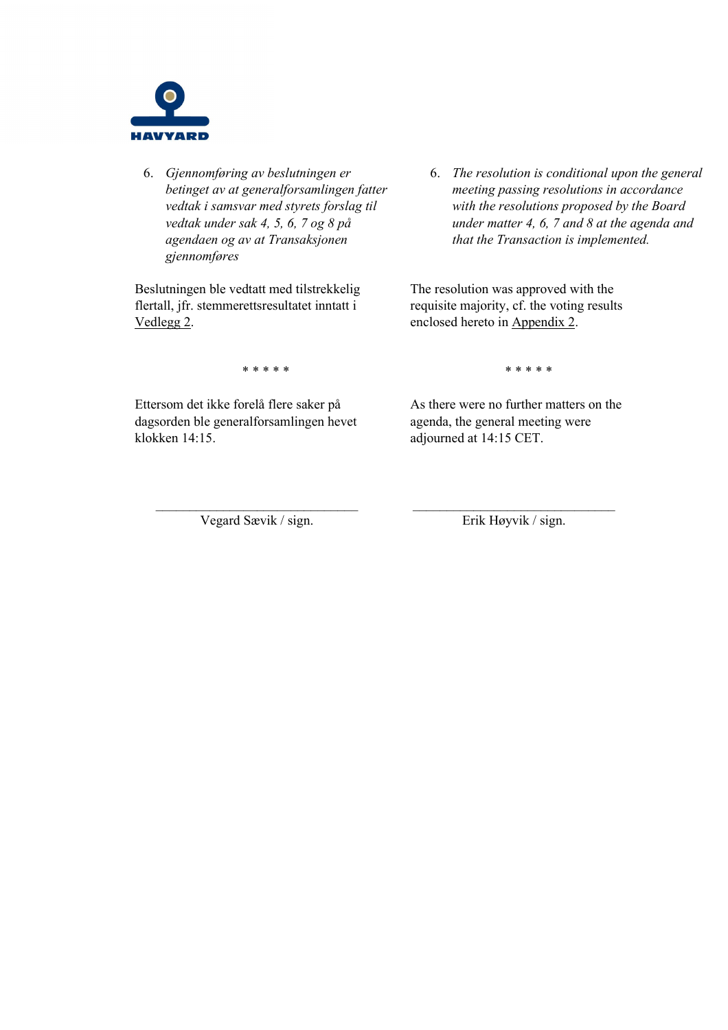HAVYARD

6. *Gjennomføring av beslutningen er betinget av at generalforsamlingen fatter vedtak i samsvar med styrets forslag til vedtak under sak 4, 5, 6, 7 og 8 på agendaen og av at Transaksjonen gjennomføres*

Beslutningen ble vedtatt med tilstrekkelig flertall, jfr. stemmerettsresultatet inntatt i Vedlegg 2.

\* \* \* \* \*

Ettersom det ikke forelå flere saker på dagsorden ble generalforsamlingen hevet klokken 14:15.

6. *The resolution is conditional upon the general meeting passing resolutions in accordance with the resolutions proposed by the Board under matter 4, 6, 7 and 8 at the agenda and that the Transaction is implemented.*

The resolution was approved with the requisite majority, cf. the voting results enclosed hereto in Appendix 2.

\* \* \* \* \*

As there were no further matters on the agenda, the general meeting were adjourned at 14:15 CET.

\_\_\_\_\_\_\_\_\_\_\_\_\_\_\_\_\_\_\_\_\_\_\_\_\_\_\_\_\_\_\_\_
Vegard Sævik / sign.

\_\_\_\_\_\_\_\_\_\_\_\_\_\_\_\_\_\_\_\_\_\_\_\_\_\_\_\_\_\_\_\_
Erik Høyvik / sign.